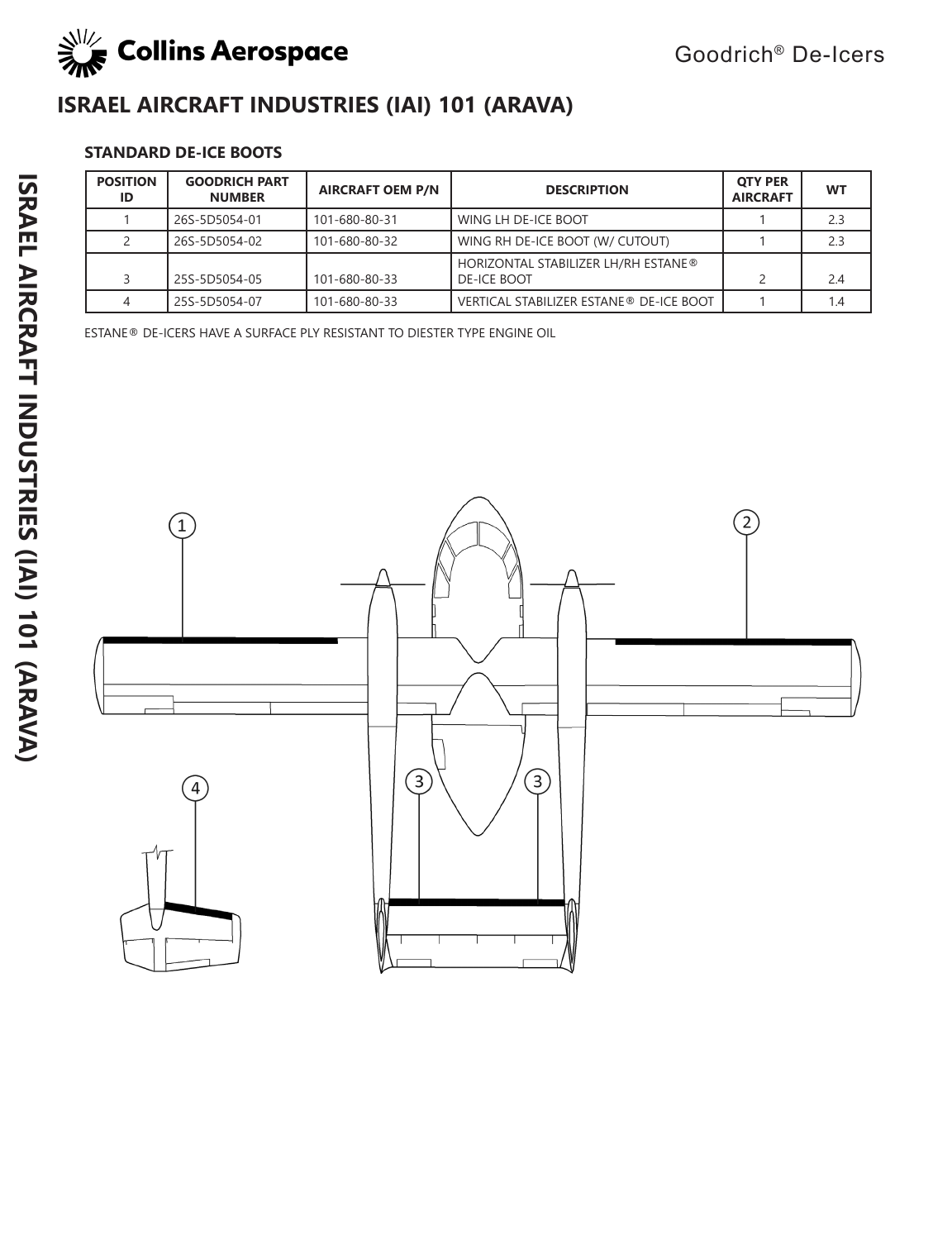# ISRAEL AIRCRAFT INDUSTRIES (IAI) 101 (ARAVA)

### STANDARD DE-ICE BOOTS

| POSITION ID | GOODRICH PART NUMBER | AIRCRAFT OEM P/N | DESCRIPTION | QTY PER AIRCRAFT | WT |
|---|---|---|---|---|---|
| 1 | 26S-5D5054-01 | 101-680-80-31 | WING LH DE-ICE BOOT | 1 | 2.3 |
| 2 | 26S-5D5054-02 | 101-680-80-32 | WING RH DE-ICE BOOT (W/ CUTOUT) | 1 | 2.3 |
| 3 | 25S-5D5054-05 | 101-680-80-33 | HORIZONTAL STABILIZER LH/RH ESTANE® DE-ICE BOOT | 2 | 2.4 |
| 4 | 25S-5D5054-07 | 101-680-80-33 | VERTICAL STABILIZER ESTANE® DE-ICE BOOT | 1 | 1.4 |

ESTANE® DE-ICERS HAVE A SURFACE PLY RESISTANT TO DIESTER TYPE ENGINE OIL

1

2

3

3

4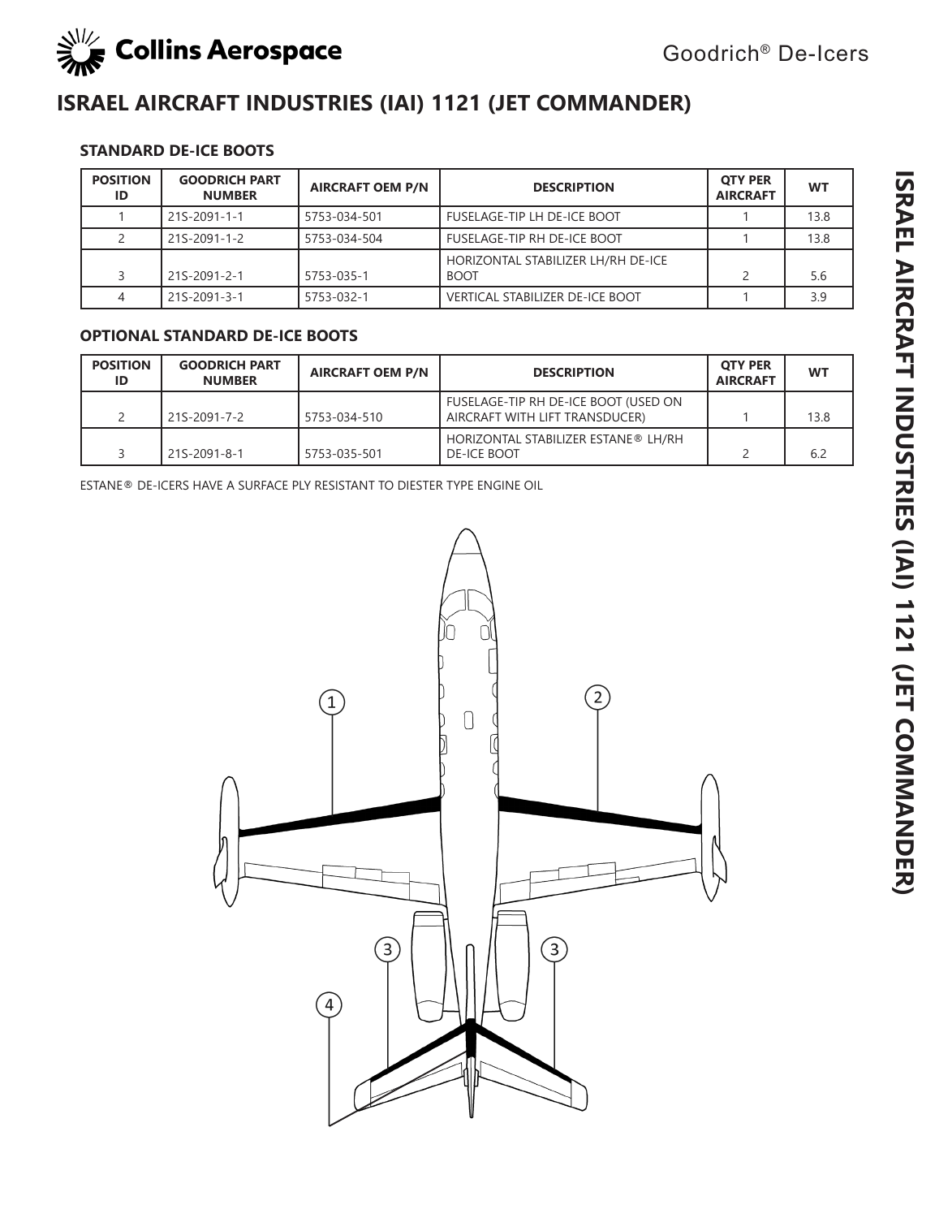# ISRAEL AIRCRAFT INDUSTRIES (IAI) 1121 (JET COMMANDER)

### STANDARD DE-ICE BOOTS

| POSITION ID | GOODRICH PART NUMBER | AIRCRAFT OEM P/N | DESCRIPTION | QTY PER AIRCRAFT | WT |
|---|---|---|---|---|---|
| 1 | 21S-2091-1-1 | 5753-034-501 | FUSELAGE-TIP LH DE-ICE BOOT | 1 | 13.8 |
| 2 | 21S-2091-1-2 | 5753-034-504 | FUSELAGE-TIP RH DE-ICE BOOT | 1 | 13.8 |
| 3 | 21S-2091-2-1 | 5753-035-1 | HORIZONTAL STABILIZER LH/RH DE-ICE BOOT | 2 | 5.6 |
| 4 | 21S-2091-3-1 | 5753-032-1 | VERTICAL STABILIZER DE-ICE BOOT | 1 | 3.9 |

### OPTIONAL STANDARD DE-ICE BOOTS

| POSITION ID | GOODRICH PART NUMBER | AIRCRAFT OEM P/N | DESCRIPTION | QTY PER AIRCRAFT | WT |
|---|---|---|---|---|---|
| 2 | 21S-2091-7-2 | 5753-034-510 | FUSELAGE-TIP RH DE-ICE BOOT (USED ON AIRCRAFT WITH LIFT TRANSDUCER) | 1 | 13.8 |
| 3 | 21S-2091-8-1 | 5753-035-501 | HORIZONTAL STABILIZER ESTANE® LH/RH DE-ICE BOOT | 2 | 6.2 |

ESTANE® DE-ICERS HAVE A SURFACE PLY RESISTANT TO DIESTER TYPE ENGINE OIL

1
2
3
3
4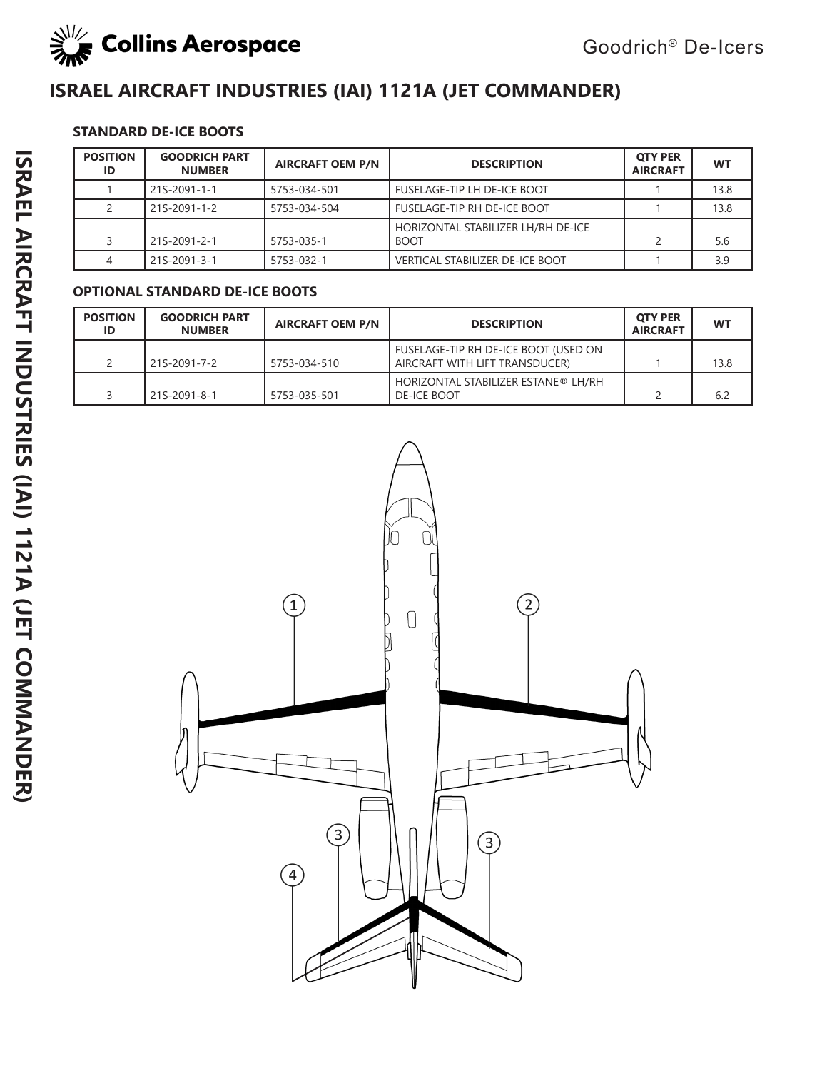# ISRAEL AIRCRAFT INDUSTRIES (IAI) 1121A (JET COMMANDER)

### STANDARD DE-ICE BOOTS

| POSITION ID | GOODRICH PART NUMBER | AIRCRAFT OEM P/N | DESCRIPTION | QTY PER AIRCRAFT | WT |
|---|---|---|---|---|---|
| 1 | 21S-2091-1-1 | 5753-034-501 | FUSELAGE-TIP LH DE-ICE BOOT | 1 | 13.8 |
| 2 | 21S-2091-1-2 | 5753-034-504 | FUSELAGE-TIP RH DE-ICE BOOT | 1 | 13.8 |
| 3 | 21S-2091-2-1 | 5753-035-1 | HORIZONTAL STABILIZER LH/RH DE-ICE BOOT | 2 | 5.6 |
| 4 | 21S-2091-3-1 | 5753-032-1 | VERTICAL STABILIZER DE-ICE BOOT | 1 | 3.9 |

### OPTIONAL STANDARD DE-ICE BOOTS

| POSITION ID | GOODRICH PART NUMBER | AIRCRAFT OEM P/N | DESCRIPTION | QTY PER AIRCRAFT | WT |
|---|---|---|---|---|---|
| 2 | 21S-2091-7-2 | 5753-034-510 | FUSELAGE-TIP RH DE-ICE BOOT (USED ON AIRCRAFT WITH LIFT TRANSDUCER) | 1 | 13.8 |
| 3 | 21S-2091-8-1 | 5753-035-501 | HORIZONTAL STABILIZER ESTANE® LH/RH DE-ICE BOOT | 2 | 6.2 |

1

2

3

3

4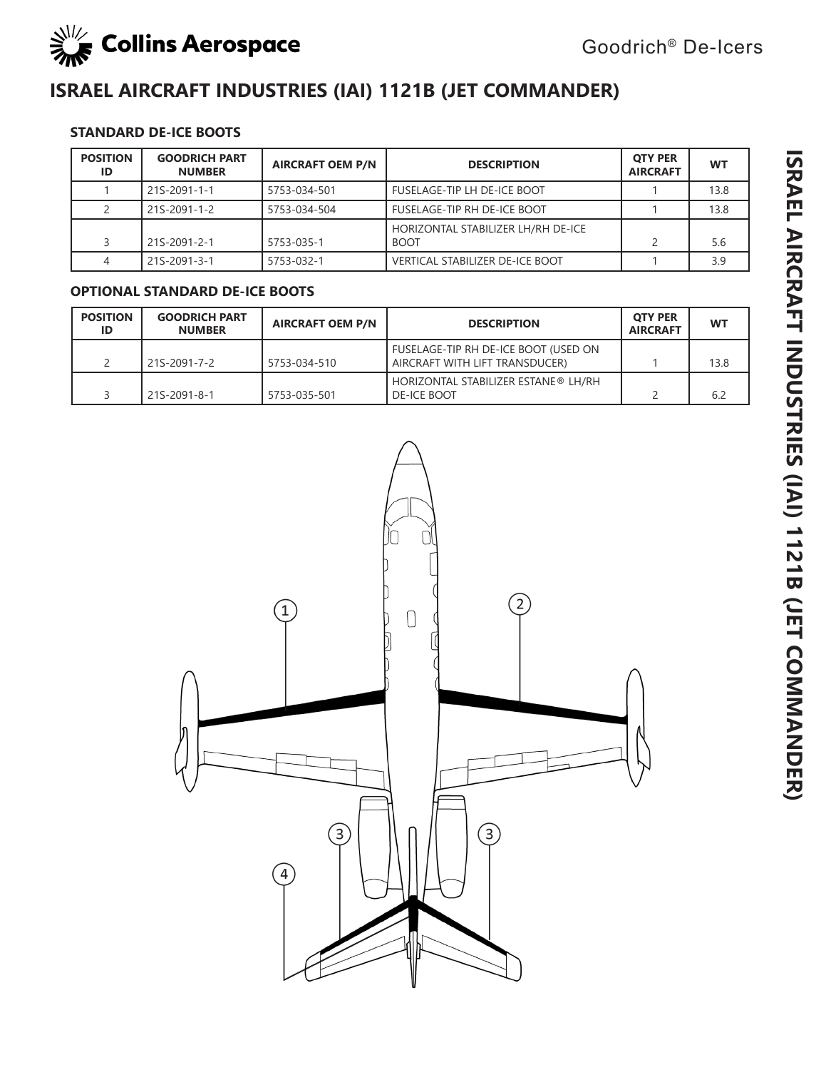## ISRAEL AIRCRAFT INDUSTRIES (IAI) 1121B (JET COMMANDER)

### STANDARD DE-ICE BOOTS

| POSITION ID | GOODRICH PART NUMBER | AIRCRAFT OEM P/N | DESCRIPTION | QTY PER AIRCRAFT | WT |
|---|---|---|---|---|---|
| 1 | 21S-2091-1-1 | 5753-034-501 | FUSELAGE-TIP LH DE-ICE BOOT | 1 | 13.8 |
| 2 | 21S-2091-1-2 | 5753-034-504 | FUSELAGE-TIP RH DE-ICE BOOT | 1 | 13.8 |
| 3 | 21S-2091-2-1 | 5753-035-1 | HORIZONTAL STABILIZER LH/RH DE-ICE BOOT | 2 | 5.6 |
| 4 | 21S-2091-3-1 | 5753-032-1 | VERTICAL STABILIZER DE-ICE BOOT | 1 | 3.9 |

### OPTIONAL STANDARD DE-ICE BOOTS

| POSITION ID | GOODRICH PART NUMBER | AIRCRAFT OEM P/N | DESCRIPTION | QTY PER AIRCRAFT | WT |
|---|---|---|---|---|---|
| 2 | 21S-2091-7-2 | 5753-034-510 | FUSELAGE-TIP RH DE-ICE BOOT (USED ON AIRCRAFT WITH LIFT TRANSDUCER) | 1 | 13.8 |
| 3 | 21S-2091-8-1 | 5753-035-501 | HORIZONTAL STABILIZER ESTANE® LH/RH DE-ICE BOOT | 2 | 6.2 |

1
2
3
3
4